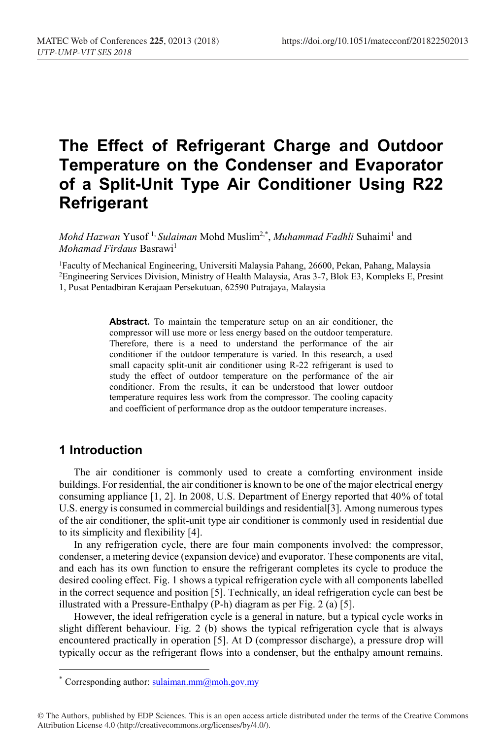# The Effect of Refrigerant Charge and Outdoor Temperature on the Condenser and Evaporator of a Split-Unit Type Air Conditioner Using R22 Refrigerant

*Mohd Hazwan* Yusof [1], *Sulaiman* Mohd Muslim[2,*], *Muhammad Fadhli* Suhaimi[1] and *Mohamad Firdaus* Basrawi[1]

[1]Faculty of Mechanical Engineering, Universiti Malaysia Pahang, 26600, Pekan, Pahang, Malaysia
[2]Engineering Services Division, Ministry of Health Malaysia, Aras 3-7, Blok E3, Kompleks E, Presint 1, Pusat Pentadbiran Kerajaan Persekutuan, 62590 Putrajaya, Malaysia

**Abstract.** To maintain the temperature setup on an air conditioner, the compressor will use more or less energy based on the outdoor temperature. Therefore, there is a need to understand the performance of the air conditioner if the outdoor temperature is varied. In this research, a used small capacity split-unit air conditioner using R-22 refrigerant is used to study the effect of outdoor temperature on the performance of the air conditioner. From the results, it can be understood that lower outdoor temperature requires less work from the compressor. The cooling capacity and coefficient of performance drop as the outdoor temperature increases.

## 1 Introduction

The air conditioner is commonly used to create a comforting environment inside buildings. For residential, the air conditioner is known to be one of the major electrical energy consuming appliance [1, 2]. In 2008, U.S. Department of Energy reported that 40% of total U.S. energy is consumed in commercial buildings and residential[3]. Among numerous types of the air conditioner, the split-unit type air conditioner is commonly used in residential due to its simplicity and flexibility [4].

In any refrigeration cycle, there are four main components involved: the compressor, condenser, a metering device (expansion device) and evaporator. These components are vital, and each has its own function to ensure the refrigerant completes its cycle to produce the desired cooling effect. Fig. 1 shows a typical refrigeration cycle with all components labelled in the correct sequence and position [5]. Technically, an ideal refrigeration cycle can best be illustrated with a Pressure-Enthalpy (P-h) diagram as per Fig. 2 (a) [5].

However, the ideal refrigeration cycle is a general in nature, but a typical cycle works in slight different behaviour. Fig. 2 (b) shows the typical refrigeration cycle that is always encountered practically in operation [5]. At D (compressor discharge), a pressure drop will typically occur as the refrigerant flows into a condenser, but the enthalpy amount remains.

* Corresponding author: sulaiman.mm@moh.gov.my

© The Authors, published by EDP Sciences. This is an open access article distributed under the terms of the Creative Commons Attribution License 4.0 (http://creativecommons.org/licenses/by/4.0/).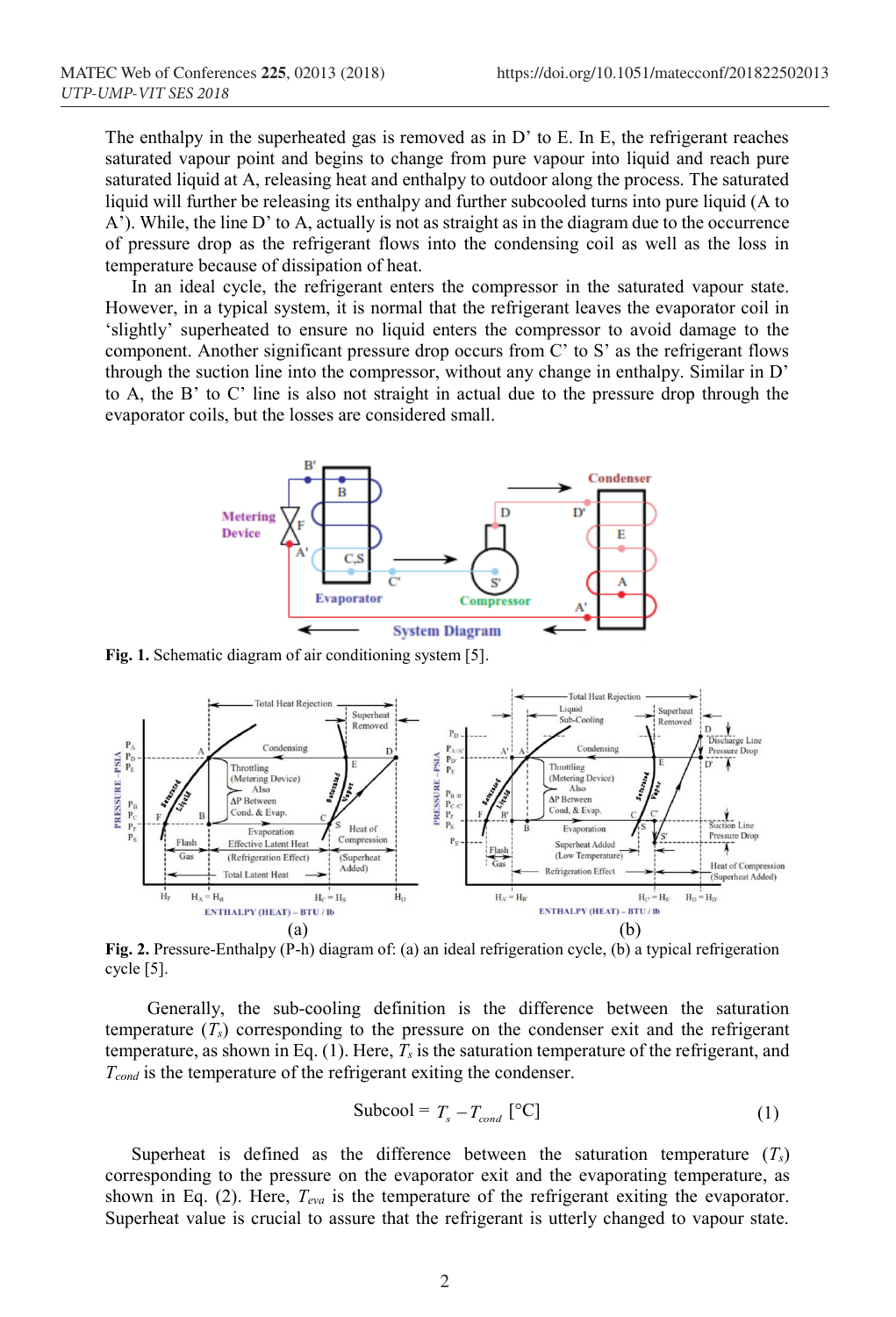The enthalpy in the superheated gas is removed as in D' to E. In E, the refrigerant reaches saturated vapour point and begins to change from pure vapour into liquid and reach pure saturated liquid at A, releasing heat and enthalpy to outdoor along the process. The saturated liquid will further be releasing its enthalpy and further subcooled turns into pure liquid (A to A'). While, the line D' to A, actually is not as straight as in the diagram due to the occurrence of pressure drop as the refrigerant flows into the condensing coil as well as the loss in temperature because of dissipation of heat.

In an ideal cycle, the refrigerant enters the compressor in the saturated vapour state. However, in a typical system, it is normal that the refrigerant leaves the evaporator coil in 'slightly' superheated to ensure no liquid enters the compressor to avoid damage to the component. Another significant pressure drop occurs from C' to S' as the refrigerant flows through the suction line into the compressor, without any change in enthalpy. Similar in D' to A, the B' to C' line is also not straight in actual due to the pressure drop through the evaporator coils, but the losses are considered small.

**Fig. 1.** Schematic diagram of air conditioning system [5].

**Fig. 2.** Pressure-Enthalpy (P-h) diagram of: (a) an ideal refrigeration cycle, (b) a typical refrigeration cycle [5].

Generally, the sub-cooling definition is the difference between the saturation temperature ($T_s$) corresponding to the pressure on the condenser exit and the refrigerant temperature, as shown in Eq. (1). Here, $T_s$ is the saturation temperature of the refrigerant, and $T_{cond}$ is the temperature of the refrigerant exiting the condenser.

$$\text{Subcool} = T_s - T_{cond} \text{ [°C]} \tag{1}$$

Superheat is defined as the difference between the saturation temperature ($T_s$) corresponding to the pressure on the evaporator exit and the evaporating temperature, as shown in Eq. (2). Here, $T_{eva}$ is the temperature of the refrigerant exiting the evaporator. Superheat value is crucial to assure that the refrigerant is utterly changed to vapour state.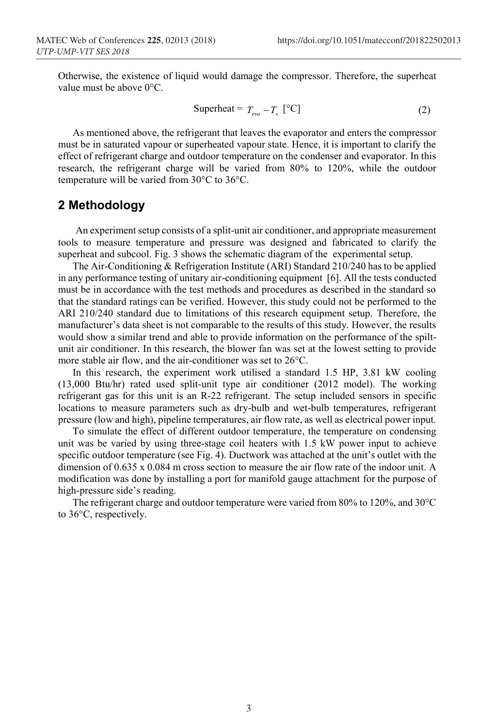Otherwise, the existence of liquid would damage the compressor. Therefore, the superheat value must be above 0°C.

$$\text{Superheat} = T_{eva} - T_s \ [°\text{C}] \tag{2}$$

As mentioned above, the refrigerant that leaves the evaporator and enters the compressor must be in saturated vapour or superheated vapour state. Hence, it is important to clarify the effect of refrigerant charge and outdoor temperature on the condenser and evaporator. In this research, the refrigerant charge will be varied from 80% to 120%, while the outdoor temperature will be varied from 30°C to 36°C.

## 2 Methodology

An experiment setup consists of a split-unit air conditioner, and appropriate measurement tools to measure temperature and pressure was designed and fabricated to clarify the superheat and subcool. Fig. 3 shows the schematic diagram of the experimental setup.

The Air-Conditioning & Refrigeration Institute (ARI) Standard 210/240 has to be applied in any performance testing of unitary air-conditioning equipment [6]. All the tests conducted must be in accordance with the test methods and procedures as described in the standard so that the standard ratings can be verified. However, this study could not be performed to the ARI 210/240 standard due to limitations of this research equipment setup. Therefore, the manufacturer's data sheet is not comparable to the results of this study. However, the results would show a similar trend and able to provide information on the performance of the spilt-unit air conditioner. In this research, the blower fan was set at the lowest setting to provide more stable air flow, and the air-conditioner was set to 26°C.

In this research, the experiment work utilised a standard 1.5 HP, 3.81 kW cooling (13,000 Btu/hr) rated used split-unit type air conditioner (2012 model). The working refrigerant gas for this unit is an R-22 refrigerant. The setup included sensors in specific locations to measure parameters such as dry-bulb and wet-bulb temperatures, refrigerant pressure (low and high), pipeline temperatures, air flow rate, as well as electrical power input.

To simulate the effect of different outdoor temperature, the temperature on condensing unit was be varied by using three-stage coil heaters with 1.5 kW power input to achieve specific outdoor temperature (see Fig. 4). Ductwork was attached at the unit's outlet with the dimension of 0.635 x 0.084 m cross section to measure the air flow rate of the indoor unit. A modification was done by installing a port for manifold gauge attachment for the purpose of high-pressure side's reading.

The refrigerant charge and outdoor temperature were varied from 80% to 120%, and 30°C to 36°C, respectively.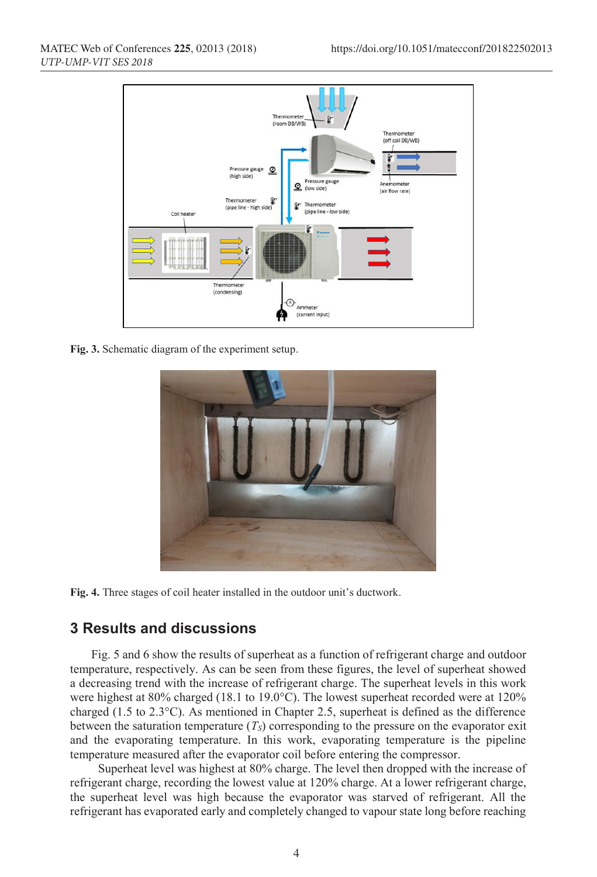Fig. 3. Schematic diagram of the experiment setup.

Fig. 4. Three stages of coil heater installed in the outdoor unit's ductwork.

## 3 Results and discussions

Fig. 5 and 6 show the results of superheat as a function of refrigerant charge and outdoor temperature, respectively. As can be seen from these figures, the level of superheat showed a decreasing trend with the increase of refrigerant charge. The superheat levels in this work were highest at 80% charged (18.1 to 19.0°C). The lowest superheat recorded were at 120% charged (1.5 to 2.3°C). As mentioned in Chapter 2.5, superheat is defined as the difference between the saturation temperature ($T_S$) corresponding to the pressure on the evaporator exit and the evaporating temperature. In this work, evaporating temperature is the pipeline temperature measured after the evaporator coil before entering the compressor.

Superheat level was highest at 80% charge. The level then dropped with the increase of refrigerant charge, recording the lowest value at 120% charge. At a lower refrigerant charge, the superheat level was high because the evaporator was starved of refrigerant. All the refrigerant has evaporated early and completely changed to vapour state long before reaching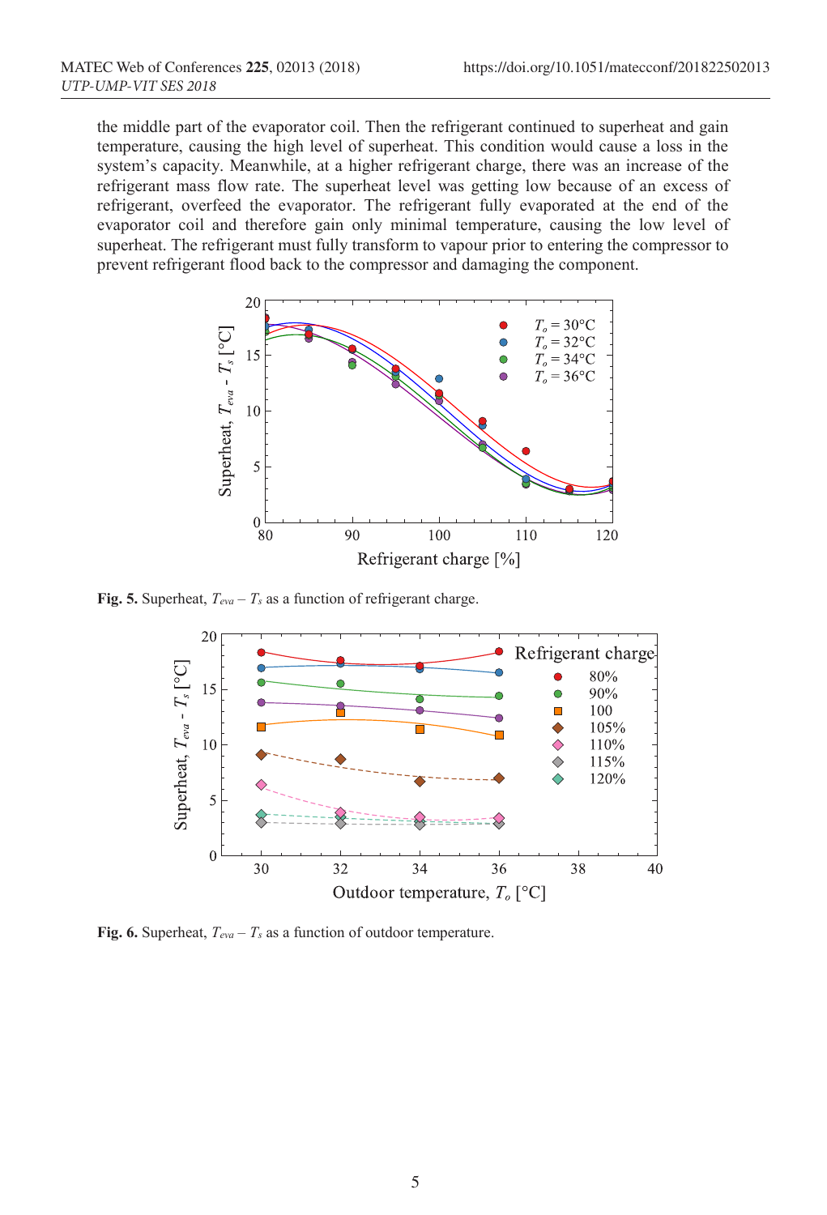the middle part of the evaporator coil. Then the refrigerant continued to superheat and gain temperature, causing the high level of superheat. This condition would cause a loss in the system's capacity. Meanwhile, at a higher refrigerant charge, there was an increase of the refrigerant mass flow rate. The superheat level was getting low because of an excess of refrigerant, overfeed the evaporator. The refrigerant fully evaporated at the end of the evaporator coil and therefore gain only minimal temperature, causing the low level of superheat. The refrigerant must fully transform to vapour prior to entering the compressor to prevent refrigerant flood back to the compressor and damaging the component.

**Fig. 5.** Superheat, $T_{eva} – T_s$ as a function of refrigerant charge.

**Fig. 6.** Superheat, $T_{eva} – T_s$ as a function of outdoor temperature.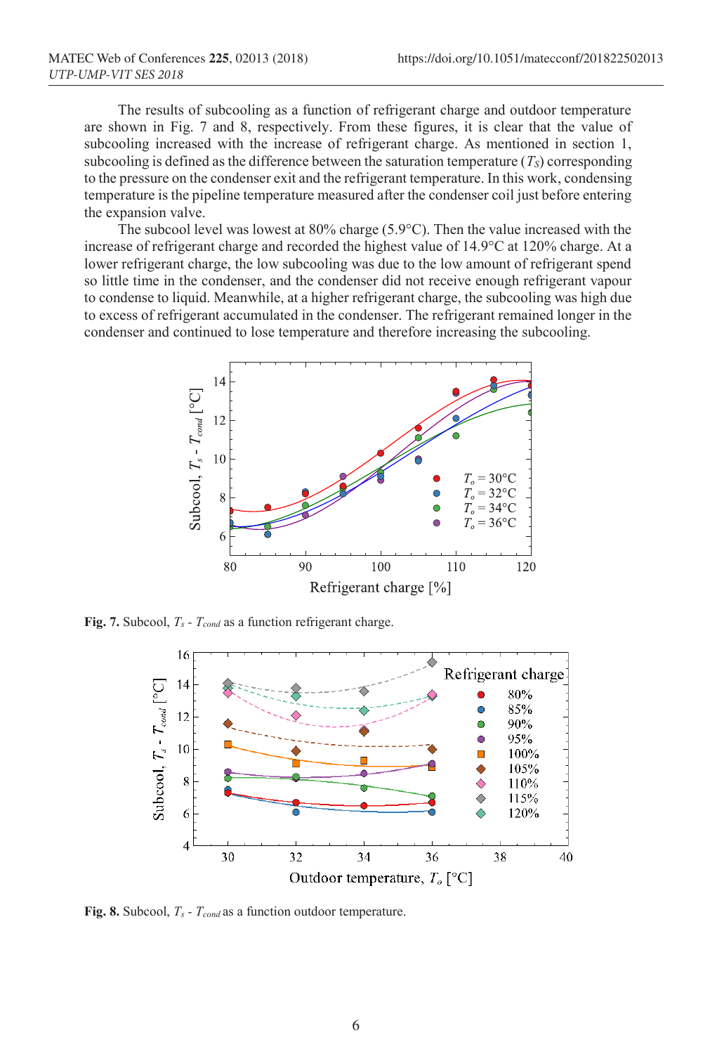The results of subcooling as a function of refrigerant charge and outdoor temperature are shown in Fig. 7 and 8, respectively. From these figures, it is clear that the value of subcooling increased with the increase of refrigerant charge. As mentioned in section 1, subcooling is defined as the difference between the saturation temperature ($T_S$) corresponding to the pressure on the condenser exit and the refrigerant temperature. In this work, condensing temperature is the pipeline temperature measured after the condenser coil just before entering the expansion valve.

The subcool level was lowest at 80% charge (5.9°C). Then the value increased with the increase of refrigerant charge and recorded the highest value of 14.9°C at 120% charge. At a lower refrigerant charge, the low subcooling was due to the low amount of refrigerant spend so little time in the condenser, and the condenser did not receive enough refrigerant vapour to condense to liquid. Meanwhile, at a higher refrigerant charge, the subcooling was high due to excess of refrigerant accumulated in the condenser. The refrigerant remained longer in the condenser and continued to lose temperature and therefore increasing the subcooling.

**Fig. 7.** Subcool, $T_s$ - $T_{cond}$ as a function refrigerant charge.

**Fig. 8.** Subcool, $T_s$ - $T_{cond}$ as a function outdoor temperature.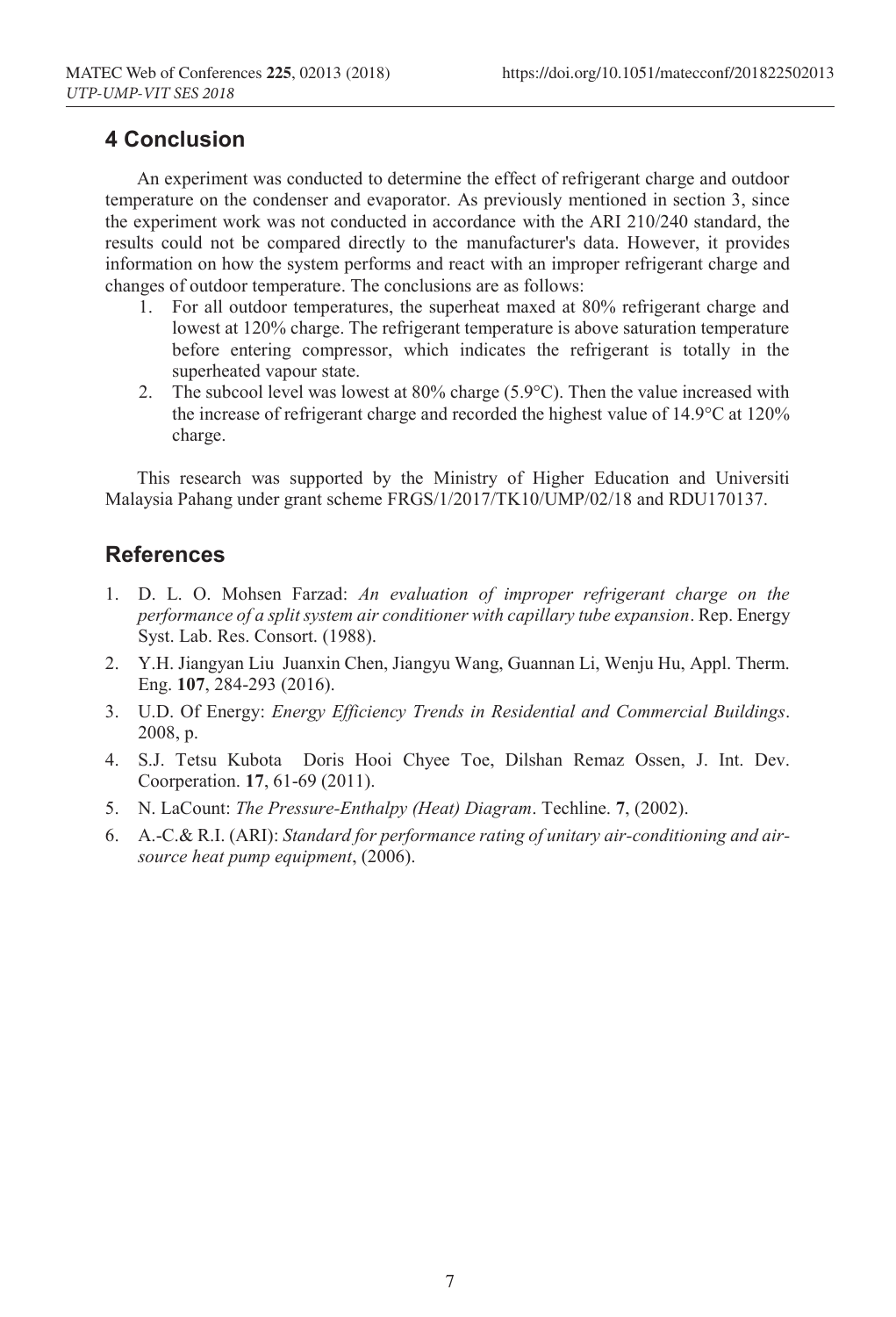## 4 Conclusion

An experiment was conducted to determine the effect of refrigerant charge and outdoor temperature on the condenser and evaporator. As previously mentioned in section 3, since the experiment work was not conducted in accordance with the ARI 210/240 standard, the results could not be compared directly to the manufacturer's data. However, it provides information on how the system performs and react with an improper refrigerant charge and changes of outdoor temperature. The conclusions are as follows:

1. For all outdoor temperatures, the superheat maxed at 80% refrigerant charge and lowest at 120% charge. The refrigerant temperature is above saturation temperature before entering compressor, which indicates the refrigerant is totally in the superheated vapour state.
2. The subcool level was lowest at 80% charge (5.9°C). Then the value increased with the increase of refrigerant charge and recorded the highest value of 14.9°C at 120% charge.

This research was supported by the Ministry of Higher Education and Universiti Malaysia Pahang under grant scheme FRGS/1/2017/TK10/UMP/02/18 and RDU170137.

## References

1. D. L. O. Mohsen Farzad: *An evaluation of improper refrigerant charge on the performance of a split system air conditioner with capillary tube expansion*. Rep. Energy Syst. Lab. Res. Consort. (1988).
2. Y.H. Jiangyan Liu Juanxin Chen, Jiangyu Wang, Guannan Li, Wenju Hu, Appl. Therm. Eng. **107**, 284-293 (2016).
3. U.D. Of Energy: *Energy Efficiency Trends in Residential and Commercial Buildings*. 2008, p.
4. S.J. Tetsu Kubota Doris Hooi Chyee Toe, Dilshan Remaz Ossen, J. Int. Dev. Coorperation. **17**, 61-69 (2011).
5. N. LaCount: *The Pressure-Enthalpy (Heat) Diagram*. Techline. **7**, (2002).
6. A.-C.& R.I. (ARI): *Standard for performance rating of unitary air-conditioning and air-source heat pump equipment*, (2006).